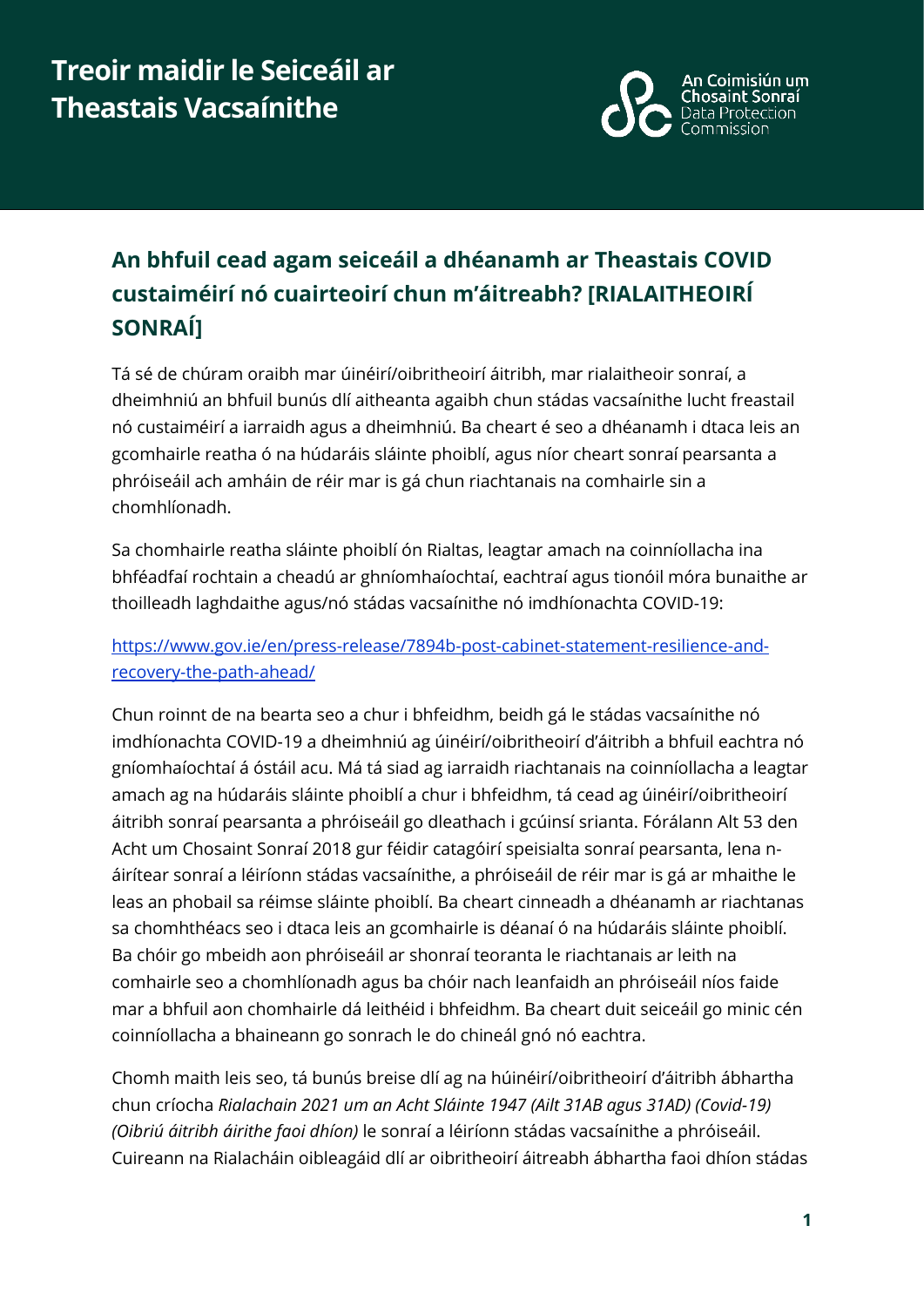# Treoir maidir le Seiceáil ar Theastais Vacsaínithe

An Coimisiún um Chosaint Sonraí
Data Protection Commission

## An bhfuil cead agam seiceáil a dhéanamh ar Theastais COVID custaiméirí nó cuairteoirí chun m'áitreabh? [RIALAITHEOIRÍ SONRAÍ]

Tá sé de chúram oraibh mar úinéirí/oibritheoirí áitribh, mar rialaitheoir sonraí, a dheimhniú an bhfuil bunús dlí aitheanta agaibh chun stádas vacsaínithe lucht freastail nó custaiméirí a iarraidh agus a dheimhniú. Ba cheart é seo a dhéanamh i dtaca leis an gcomhairle reatha ó na húdaráis sláinte phoiblí, agus níor cheart sonraí pearsanta a phróiseáil ach amháin de réir mar is gá chun riachtanais na comhairle sin a chomhlíonadh.

Sa chomhairle reatha sláinte phoiblí ón Rialtas, leagtar amach na coinníollacha ina bhféadfaí rochtain a cheadú ar ghníomhaíochtaí, eachtraí agus tionóil móra bunaithe ar thoilleadh laghdaithe agus/nó stádas vacsaínithe nó imdhíonachta COVID-19:

[https://www.gov.ie/en/press-release/7894b-post-cabinet-statement-resilience-and-recovery-the-path-ahead/](https://www.gov.ie/en/press-release/7894b-post-cabinet-statement-resilience-and-recovery-the-path-ahead/)

Chun roinnt de na bearta seo a chur i bhfeidhm, beidh gá le stádas vacsaínithe nó imdhíonachta COVID-19 a dheimhniú ag úinéirí/oibritheoirí d'áitribh a bhfuil eachtra nó gníomhaíochtaí á óstáil acu. Má tá siad ag iarraidh riachtanais na coinníollacha a leagtar amach ag na húdaráis sláinte phoiblí a chur i bhfeidhm, tá cead ag úinéirí/oibritheoirí áitribh sonraí pearsanta a phróiseáil go dleathach i gcúinsí srianta. Forálann Alt 53 den Acht um Chosaint Sonraí 2018 gur féidir catagóirí speisialta sonraí pearsanta, lena n-áirítear sonraí a léiríonn stádas vacsaínithe, a phróiseáil de réir mar is gá ar mhaithe le leas an phobail sa réimse sláinte phoiblí. Ba cheart cinneadh a dhéanamh ar riachtanas sa chomhthéacs seo i dtaca leis an gcomhairle is déanaí ó na húdaráis sláinte phoiblí. Ba chóir go mbeidh aon phróiseáil ar shonraí teoranta le riachtanais ar leith na comhairle seo a chomhlíonadh agus ba chóir nach leanfaidh an phróiseáil níos faide mar a bhfuil aon chomhairle dá leithéid i bhfeidhm. Ba cheart duit seiceáil go minic cén coinníollacha a bhaineann go sonrach le do chineál gnó nó eachtra.

Chomh maith leis seo, tá bunús breise dlí ag na húinéirí/oibritheoirí d'áitribh ábhartha chun críocha *Rialachain 2021 um an Acht Sláinte 1947 (Ailt 31AB agus 31AD) (Covid-19) (Oibriú áitribh áirithe faoi dhíon)* le sonraí a léiríonn stádas vacsaínithe a phróiseáil. Cuireann na Rialacháin oibleagáid dlí ar oibritheoirí áitreabh ábhartha faoi dhíon stádas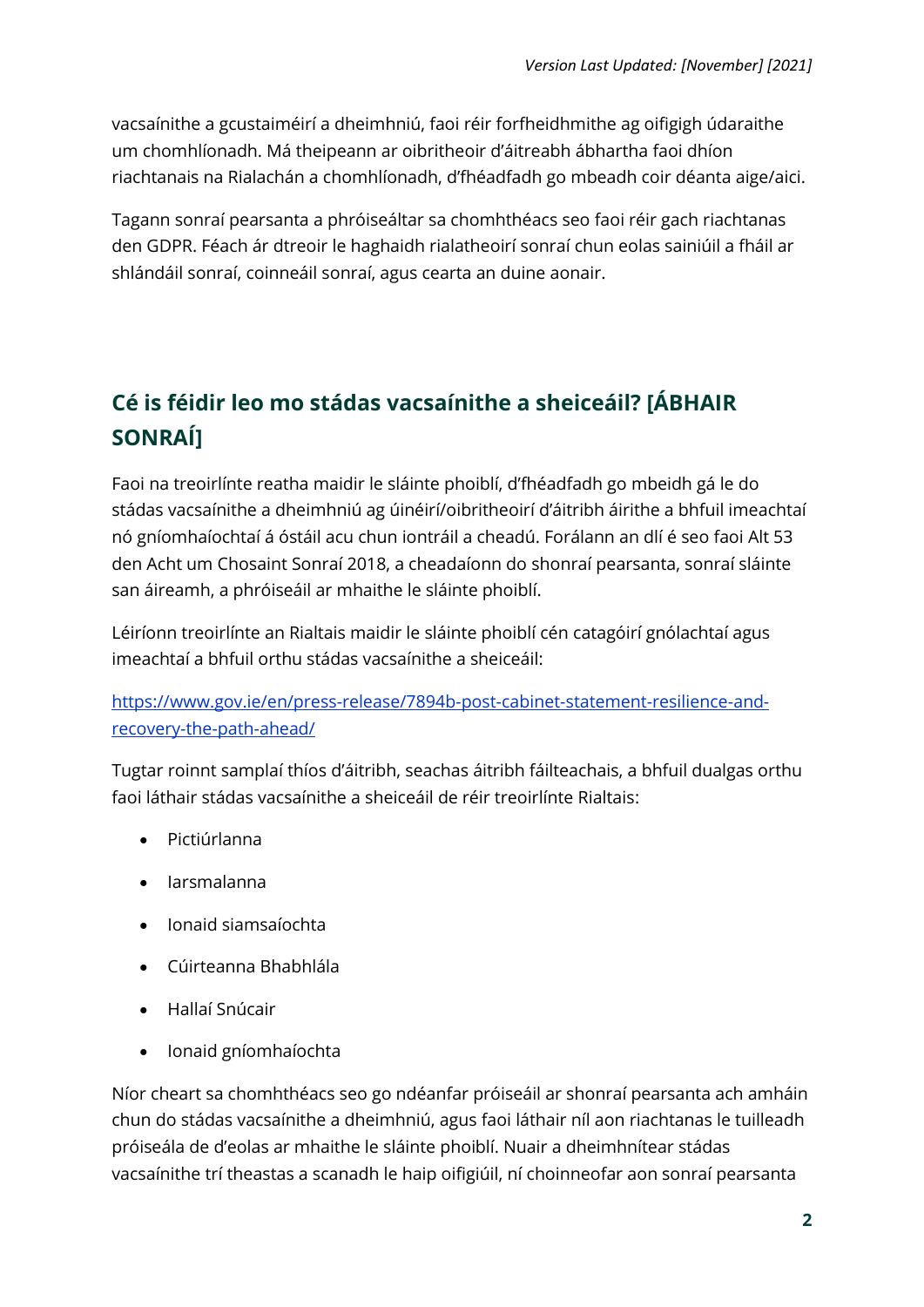vacsaínithe a gcustaiméirí a dheimhniú, faoi réir forfheidhmithe ag oifigigh údaraithe um chomhlíonadh. Má theipeann ar oibritheoir d'áitreabh ábhartha faoi dhíon riachtanais na Rialachán a chomhlíonadh, d'fhéadfadh go mbeadh coir déanta aige/aici.

Tagann sonraí pearsanta a phróiseáltar sa chomhthéacs seo faoi réir gach riachtanas den GDPR. Féach ár dtreoir le haghaidh rialatheoirí sonraí chun eolas sainiúil a fháil ar shlándáil sonraí, coinneáil sonraí, agus cearta an duine aonair.

## Cé is féidir leo mo stádas vacsaínithe a sheiceáil? [ÁBHAIR SONRAÍ]

Faoi na treoirlínte reatha maidir le sláinte phoiblí, d'fhéadfadh go mbeidh gá le do stádas vacsaínithe a dheimhniú ag úinéirí/oibritheoirí d'áitribh áirithe a bhfuil imeachtaí nó gníomhaíochtaí á óstáil acu chun iontráil a cheadú. Forálann an dlí é seo faoi Alt 53 den Acht um Chosaint Sonraí 2018, a cheadaíonn do shonraí pearsanta, sonraí sláinte san áireamh, a phróiseáil ar mhaithe le sláinte phoiblí.

Léiríonn treoirlínte an Rialtais maidir le sláinte phoiblí cén catagóirí gnólachtaí agus imeachtaí a bhfuil orthu stádas vacsaínithe a sheiceáil:

[https://www.gov.ie/en/press-release/7894b-post-cabinet-statement-resilience-and-recovery-the-path-ahead/](https://www.gov.ie/en/press-release/7894b-post-cabinet-statement-resilience-and-recovery-the-path-ahead/)

Tugtar roinnt samplaí thíos d'áitribh, seachas áitribh fáilteachais, a bhfuil dualgas orthu faoi láthair stádas vacsaínithe a sheiceáil de réir treoirlínte Rialtais:

- Pictiúrlanna
- Iarsmalanna
- Ionaid siamsaíochta
- Cúirteanna Bhabhlála
- Hallaí Snúcair
- Ionaid gníomhaíochta

Níor cheart sa chomhthéacs seo go ndéanfar próiseáil ar shonraí pearsanta ach amháin chun do stádas vacsaínithe a dheimhniú, agus faoi láthair níl aon riachtanas le tuilleadh próiseála de d'eolas ar mhaithe le sláinte phoiblí. Nuair a dheimhnítear stádas vacsaínithe trí theastas a scanadh le haip oifigiúil, ní choinneofar aon sonraí pearsanta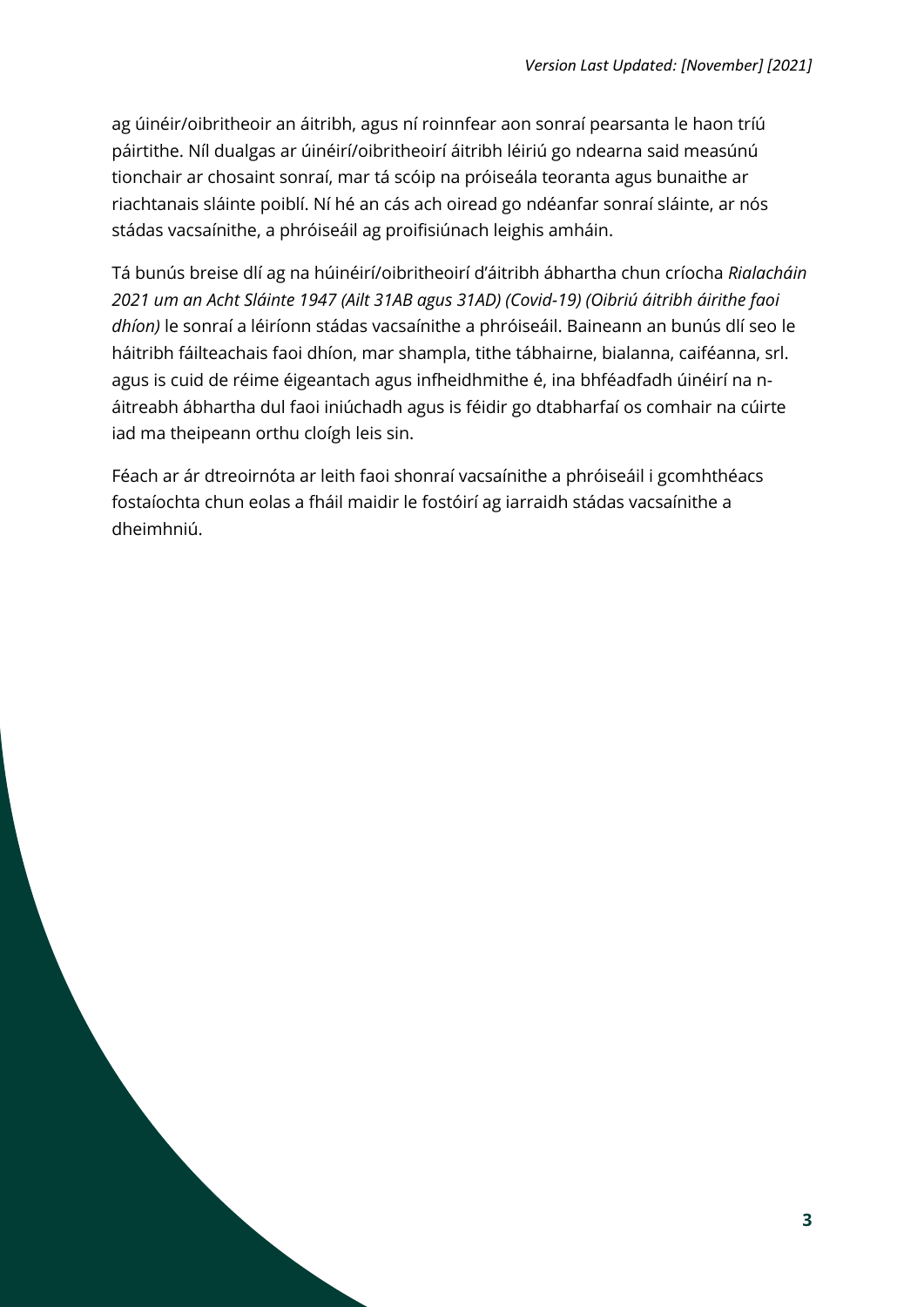ag úinéir/oibritheoir an áitribh, agus ní roinnfear aon sonraí pearsanta le haon tríú páirtithe. Níl dualgas ar úinéirí/oibritheoirí áitribh léiriú go ndearna said measúnú tionchair ar chosaint sonraí, mar tá scóip na próiseála teoranta agus bunaithe ar riachtanais sláinte poiblí. Ní hé an cás ach oiread go ndéanfar sonraí sláinte, ar nós stádas vacsaínithe, a phróiseáil ag proifisiúnach leighis amháin.

Tá bunús breise dlí ag na húinéirí/oibritheoirí d'áitribh ábhartha chun críocha *Rialacháin 2021 um an Acht Sláinte 1947 (Ailt 31AB agus 31AD) (Covid-19) (Oibriú áitribh áirithe faoi dhíon)* le sonraí a léiríonn stádas vacsaínithe a phróiseáil. Baineann an bunús dlí seo le háitribh fáilteachais faoi dhíon, mar shampla, tithe tábhairne, bialanna, caiféanna, srl. agus is cuid de réime éigeantach agus infheidhmithe é, ina bhféadfadh úinéirí na n-áitreabh ábhartha dul faoi iniúchadh agus is féidir go dtabharfaí os comhair na cúirte iad ma theipeann orthu cloígh leis sin.

Féach ar ár dtreoirnóta ar leith faoi shonraí vacsaínithe a phróiseáil i gcomhthéacs fostaíochta chun eolas a fháil maidir le fostóirí ag iarraidh stádas vacsaínithe a dheimhniú.